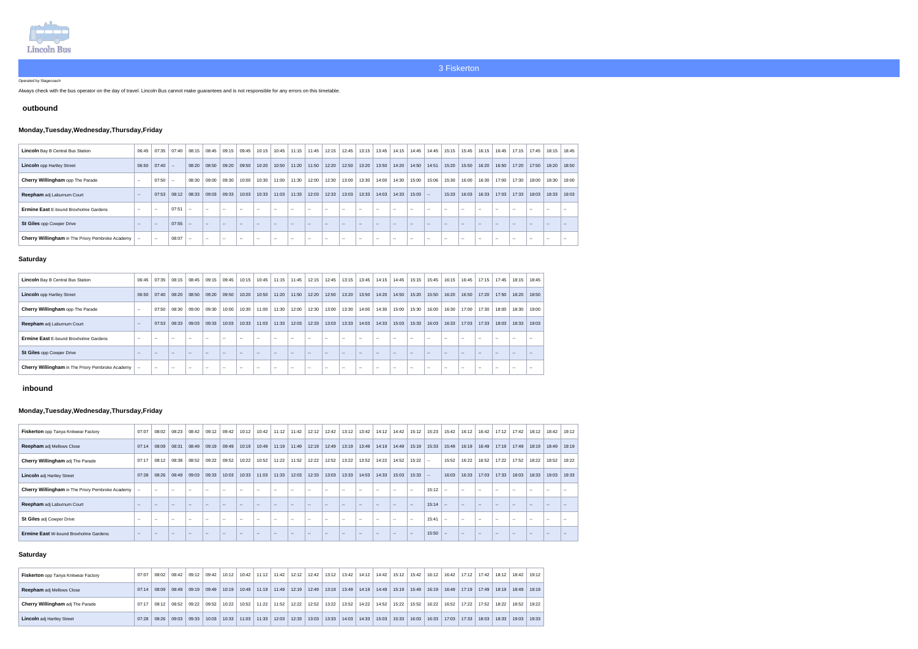Lincoln Bus

## 3 Fiskerton

Operated by Stagecoach

Always check with the bus operator on the day of travel. Lincoln Bus cannot make guarantees and is not responsible for any errors on this timetable.

### outbound

#### Monday,Tuesday,Wednesday,Thursday,Friday

| **Lincoln** Bay B Central Bus Station | 06:45 | 07:35 | 07:40 | 08:15 | 08:45 | 09:15 | 09:45 | 10:15 | 10:45 | 11:15 | 11:45 | 12:15 | 12:45 | 13:15 | 13:45 | 14:15 | 14:45 | 14:45 | 15:15 | 15:45 | 16:15 | 16:45 | 17:15 | 17:45 | 18:15 | 18:45 |
|---|---|---|---|---|---|---|---|---|---|---|---|---|---|---|---|---|---|---|---|---|---|---|---|---|---|---|
| **Lincoln** opp Hartley Street | 06:50 | 07:40 | -- | 08:20 | 08:50 | 09:20 | 09:50 | 10:20 | 10:50 | 11:20 | 11:50 | 12:20 | 12:50 | 13:20 | 13:50 | 14:20 | 14:50 | 14:51 | 15:20 | 15:50 | 16:20 | 16:50 | 17:20 | 17:50 | 18:20 | 18:50 |
| **Cherry Willingham** opp The Parade | -- | 07:50 | -- | 08:30 | 09:00 | 09:30 | 10:00 | 10:30 | 11:00 | 11:30 | 12:00 | 12:30 | 13:00 | 13:30 | 14:00 | 14:30 | 15:00 | 15:06 | 15:30 | 16:00 | 16:30 | 17:00 | 17:30 | 18:00 | 18:30 | 19:00 |
| **Reepham** adj Laburnum Court | -- | 07:53 | 08:12 | 08:33 | 09:03 | 09:33 | 10:03 | 10:33 | 11:03 | 11:33 | 12:03 | 12:33 | 13:03 | 13:33 | 14:03 | 14:33 | 15:03 | -- | 15:33 | 16:03 | 16:33 | 17:03 | 17:33 | 18:03 | 18:33 | 19:03 |
| **Ermine East** E-bound Broxholme Gardens | -- | -- | 07:51 | -- | -- | -- | -- | -- | -- | -- | -- | -- | -- | -- | -- | -- | -- | -- | -- | -- | -- | -- | -- | -- | -- | -- |
| **St Giles** opp Cowper Drive | -- | -- | 07:55 | -- | -- | -- | -- | -- | -- | -- | -- | -- | -- | -- | -- | -- | -- | -- | -- | -- | -- | -- | -- | -- | -- | -- |
| **Cherry Willingham** in The Priory Pembroke Academy | -- | -- | 08:07 | -- | -- | -- | -- | -- | -- | -- | -- | -- | -- | -- | -- | -- | -- | -- | -- | -- | -- | -- | -- | -- | -- | -- |

#### Saturday

| **Lincoln** Bay B Central Bus Station | 06:45 | 07:35 | 08:15 | 08:45 | 09:15 | 09:45 | 10:15 | 10:45 | 11:15 | 11:45 | 12:15 | 12:45 | 13:15 | 13:45 | 14:15 | 14:45 | 15:15 | 15:45 | 16:15 | 16:45 | 17:15 | 17:45 | 18:15 | 18:45 |
|---|---|---|---|---|---|---|---|---|---|---|---|---|---|---|---|---|---|---|---|---|---|---|---|---|
| **Lincoln** opp Hartley Street | 06:50 | 07:40 | 08:20 | 08:50 | 09:20 | 09:50 | 10:20 | 10:50 | 11:20 | 11:50 | 12:20 | 12:50 | 13:20 | 13:50 | 14:20 | 14:50 | 15:20 | 15:50 | 16:20 | 16:50 | 17:20 | 17:50 | 18:20 | 18:50 |
| **Cherry Willingham** opp The Parade | -- | 07:50 | 08:30 | 09:00 | 09:30 | 10:00 | 10:30 | 11:00 | 11:30 | 12:00 | 12:30 | 13:00 | 13:30 | 14:00 | 14:30 | 15:00 | 15:30 | 16:00 | 16:30 | 17:00 | 17:30 | 18:00 | 18:30 | 19:00 |
| **Reepham** adj Laburnum Court | -- | 07:53 | 08:33 | 09:03 | 09:33 | 10:03 | 10:33 | 11:03 | 11:33 | 12:03 | 12:33 | 13:03 | 13:33 | 14:03 | 14:33 | 15:03 | 15:33 | 16:03 | 16:33 | 17:03 | 17:33 | 18:03 | 18:33 | 19:03 |
| **Ermine East** E-bound Broxholme Gardens | -- | -- | -- | -- | -- | -- | -- | -- | -- | -- | -- | -- | -- | -- | -- | -- | -- | -- | -- | -- | -- | -- | -- | -- |
| **St Giles** opp Cowper Drive | -- | -- | -- | -- | -- | -- | -- | -- | -- | -- | -- | -- | -- | -- | -- | -- | -- | -- | -- | -- | -- | -- | -- | -- |
| **Cherry Willingham** in The Priory Pembroke Academy | -- | -- | -- | -- | -- | -- | -- | -- | -- | -- | -- | -- | -- | -- | -- | -- | -- | -- | -- | -- | -- | -- | -- | -- |

### inbound

#### Monday,Tuesday,Wednesday,Thursday,Friday

| **Fiskerton** opp Tanya Knitwear Factory | 07:07 | 08:02 | 08:23 | 08:42 | 09:12 | 09:42 | 10:12 | 10:42 | 11:12 | 11:42 | 12:12 | 12:42 | 13:12 | 13:42 | 14:12 | 14:42 | 15:12 | 15:23 | 15:42 | 16:12 | 16:42 | 17:12 | 17:42 | 18:12 | 18:42 | 19:12 |
|---|---|---|---|---|---|---|---|---|---|---|---|---|---|---|---|---|---|---|---|---|---|---|---|---|---|---|
| **Reepham** adj Mellows Close | 07:14 | 08:09 | 08:31 | 08:49 | 09:19 | 09:49 | 10:19 | 10:49 | 11:19 | 11:49 | 12:19 | 12:49 | 13:19 | 13:49 | 14:19 | 14:49 | 15:19 | 15:33 | 15:49 | 16:19 | 16:49 | 17:19 | 17:49 | 18:19 | 18:49 | 19:19 |
| **Cherry Willingham** adj The Parade | 07:17 | 08:12 | 08:38 | 08:52 | 09:22 | 09:52 | 10:22 | 10:52 | 11:22 | 11:52 | 12:22 | 12:52 | 13:22 | 13:52 | 14:22 | 14:52 | 15:22 | -- | 15:52 | 16:22 | 16:52 | 17:22 | 17:52 | 18:22 | 18:52 | 19:22 |
| **Lincoln** adj Hartley Street | 07:28 | 08:26 | 08:49 | 09:03 | 09:33 | 10:03 | 10:33 | 11:03 | 11:33 | 12:03 | 12:33 | 13:03 | 13:33 | 14:03 | 14:33 | 15:03 | 15:33 | -- | 16:03 | 16:33 | 17:03 | 17:33 | 18:03 | 18:33 | 19:03 | 19:33 |
| **Cherry Willingham** in The Priory Pembroke Academy | -- | -- | -- | -- | -- | -- | -- | -- | -- | -- | -- | -- | -- | -- | -- | -- | -- | 15:12 | -- | -- | -- | -- | -- | -- | -- | -- |
| **Reepham** adj Laburnum Court | -- | -- | -- | -- | -- | -- | -- | -- | -- | -- | -- | -- | -- | -- | -- | -- | -- | 15:14 | -- | -- | -- | -- | -- | -- | -- | -- |
| **St Giles** adj Cowper Drive | -- | -- | -- | -- | -- | -- | -- | -- | -- | -- | -- | -- | -- | -- | -- | -- | -- | 15:41 | -- | -- | -- | -- | -- | -- | -- | -- |
| **Ermine East** W-bound Broxholme Gardens | -- | -- | -- | -- | -- | -- | -- | -- | -- | -- | -- | -- | -- | -- | -- | -- | -- | 15:50 | -- | -- | -- | -- | -- | -- | -- | -- |

#### Saturday

| **Fiskerton** opp Tanya Knitwear Factory | 07:07 | 08:02 | 08:42 | 09:12 | 09:42 | 10:12 | 10:42 | 11:12 | 11:42 | 12:12 | 12:42 | 13:12 | 13:42 | 14:12 | 14:42 | 15:12 | 15:42 | 16:12 | 16:42 | 17:12 | 17:42 | 18:12 | 18:42 | 19:12 |
|---|---|---|---|---|---|---|---|---|---|---|---|---|---|---|---|---|---|---|---|---|---|---|---|---|
| **Reepham** adj Mellows Close | 07:14 | 08:09 | 08:49 | 09:19 | 09:49 | 10:19 | 10:49 | 11:19 | 11:49 | 12:19 | 12:49 | 13:19 | 13:49 | 14:19 | 14:49 | 15:19 | 15:49 | 16:19 | 16:49 | 17:19 | 17:49 | 18:19 | 18:49 | 19:19 |
| **Cherry Willingham** adj The Parade | 07:17 | 08:12 | 08:52 | 09:22 | 09:52 | 10:22 | 10:52 | 11:22 | 11:52 | 12:22 | 12:52 | 13:22 | 13:52 | 14:22 | 14:52 | 15:22 | 15:52 | 16:22 | 16:52 | 17:22 | 17:52 | 18:22 | 18:52 | 19:22 |
| **Lincoln** adj Hartley Street | 07:28 | 08:26 | 09:03 | 09:33 | 10:03 | 10:33 | 11:03 | 11:33 | 12:03 | 12:33 | 13:03 | 13:33 | 14:03 | 14:33 | 15:03 | 15:33 | 16:03 | 16:33 | 17:03 | 17:33 | 18:03 | 18:33 | 19:03 | 19:33 |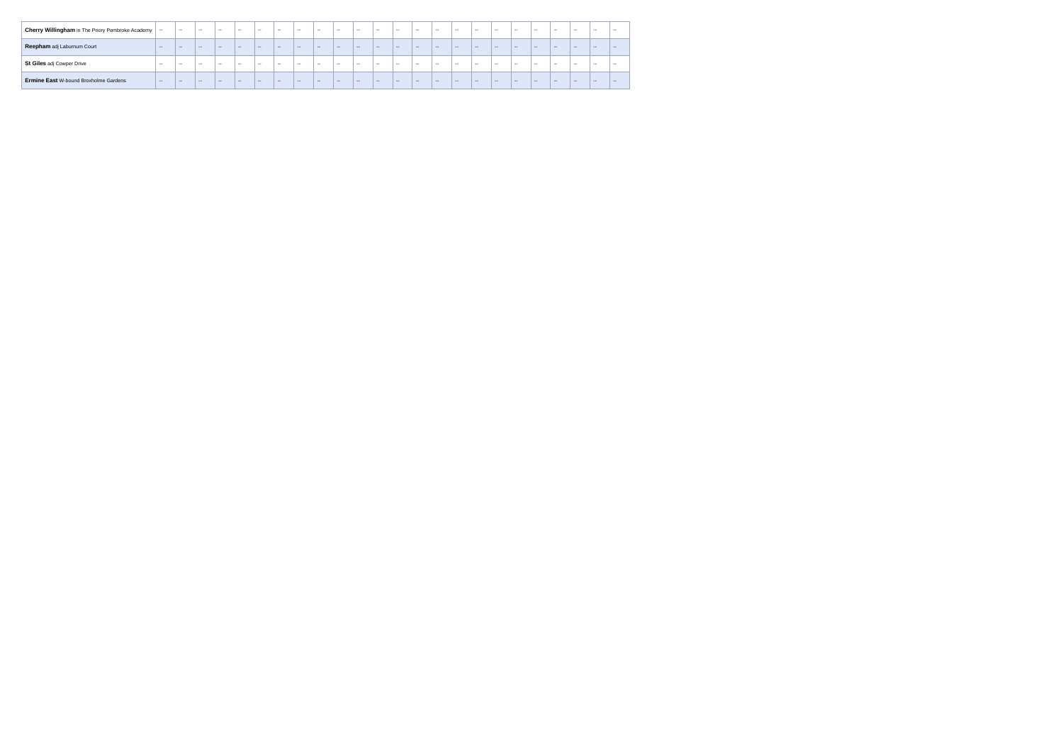| | | | | | | | | | | | | | | | | | | | | | | | | |
|---|---|---|---|---|---|---|---|---|---|---|---|---|---|---|---|---|---|---|---|---|---|---|---|---|
| **Cherry Willingham** in The Priory Pembroke Academy | -- | -- | -- | -- | -- | -- | -- | -- | -- | -- | -- | -- | -- | -- | -- | -- | -- | -- | -- | -- | -- | -- | -- | -- |
| **Reepham** adj Laburnum Court | -- | -- | -- | -- | -- | -- | -- | -- | -- | -- | -- | -- | -- | -- | -- | -- | -- | -- | -- | -- | -- | -- | -- | -- |
| **St Giles** adj Cowper Drive | -- | -- | -- | -- | -- | -- | -- | -- | -- | -- | -- | -- | -- | -- | -- | -- | -- | -- | -- | -- | -- | -- | -- | -- |
| **Ermine East** W-bound Broxholme Gardens | -- | -- | -- | -- | -- | -- | -- | -- | -- | -- | -- | -- | -- | -- | -- | -- | -- | -- | -- | -- | -- | -- | -- | -- |